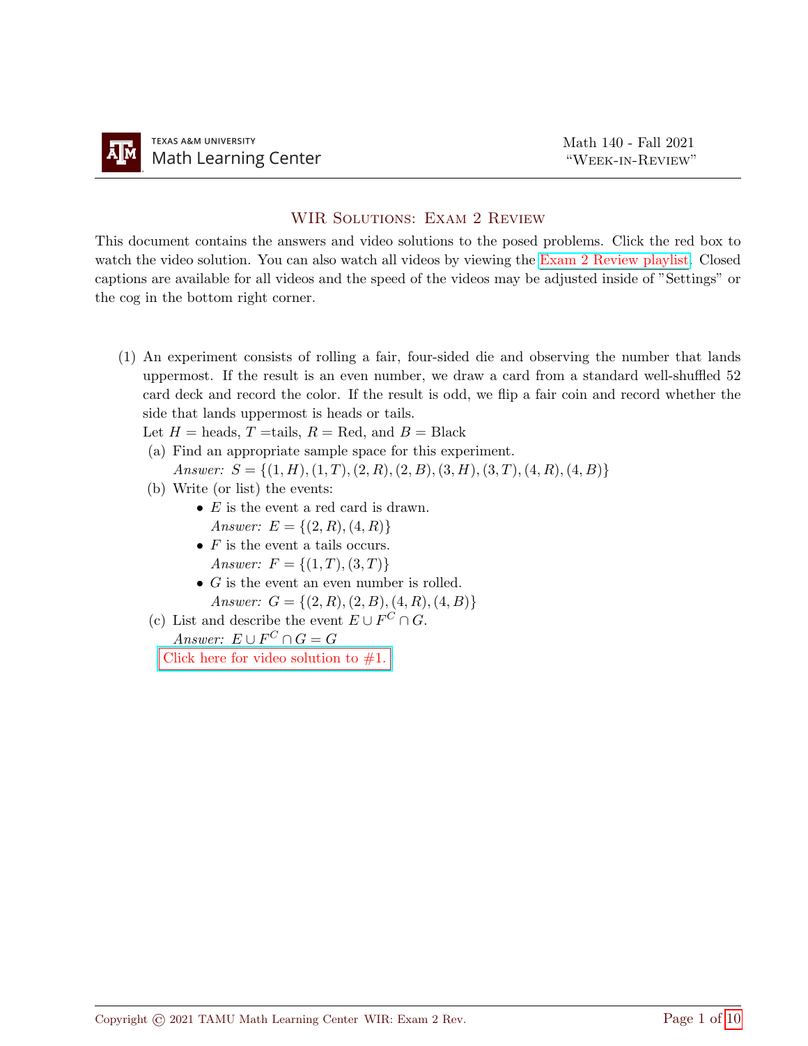TEXAS A&M UNIVERSITY
Math Learning Center

Math 140 - Fall 2021
"Week-in-Review"

## WIR Solutions: Exam 2 Review

This document contains the answers and video solutions to the posed problems. Click the red box to watch the video solution. You can also watch all videos by viewing the Exam 2 Review playlist. Closed captions are available for all videos and the speed of the videos may be adjusted inside of "Settings" or the cog in the bottom right corner.

(1) An experiment consists of rolling a fair, four-sided die and observing the number that lands uppermost. If the result is an even number, we draw a card from a standard well-shuffled 52 card deck and record the color. If the result is odd, we flip a fair coin and record whether the side that lands uppermost is heads or tails.

Let $H$ = heads, $T$ =tails, $R$ = Red, and $B$ = Black

(a) Find an appropriate sample space for this experiment.

*Answer:* $S = \{(1, H), (1, T), (2, R), (2, B), (3, H), (3, T), (4, R), (4, B)\}$

(b) Write (or list) the events:

- $E$ is the event a red card is drawn.
  *Answer:* $E = \{(2, R), (4, R)\}$
- $F$ is the event a tails occurs.
  *Answer:* $F = \{(1, T), (3, T)\}$
- $G$ is the event an even number is rolled.
  *Answer:* $G = \{(2, R), (2, B), (4, R), (4, B)\}$

(c) List and describe the event $E \cup F^C \cap G$.

*Answer:* $E \cup F^C \cap G = G$

Click here for video solution to #1.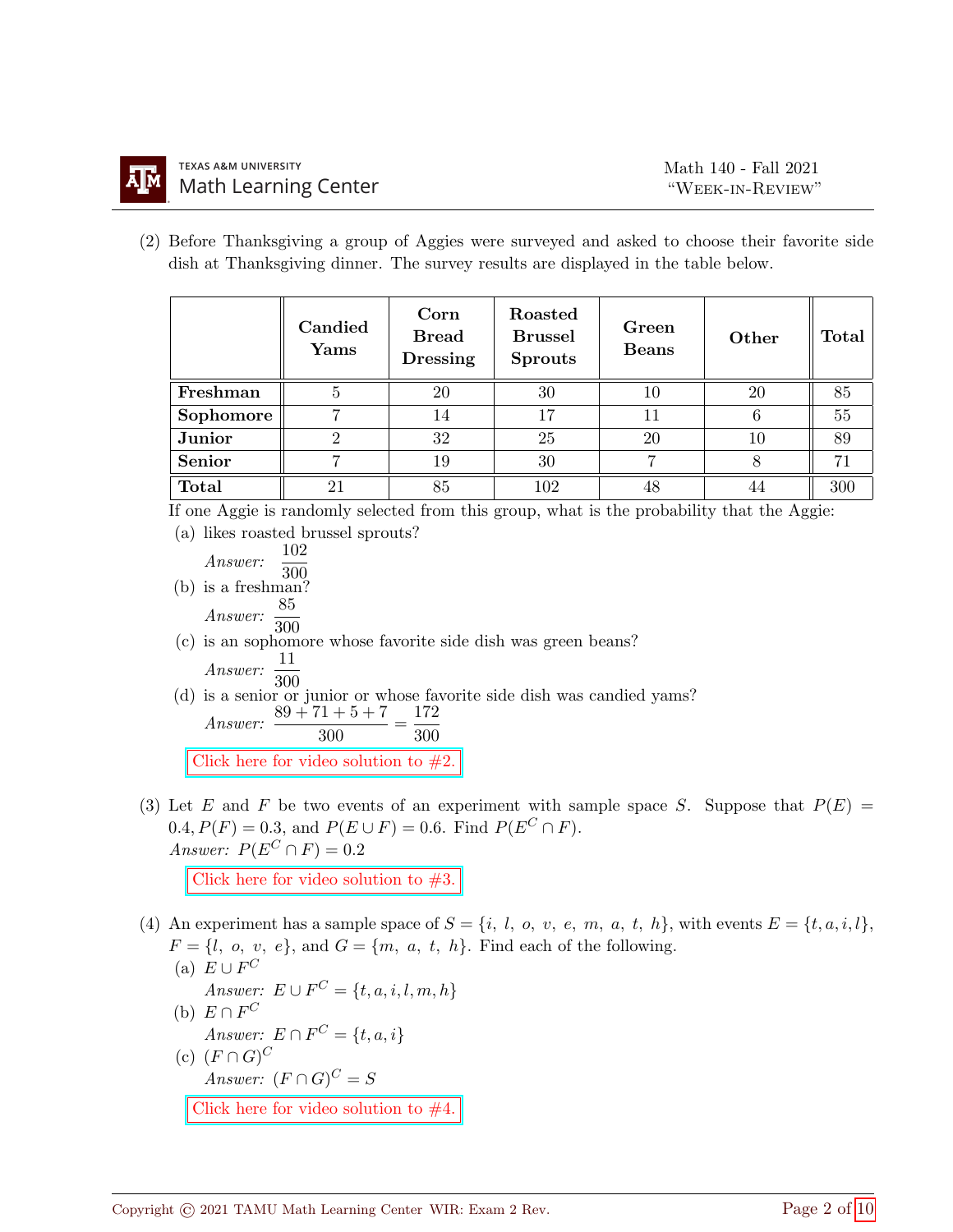(2) Before Thanksgiving a group of Aggies were surveyed and asked to choose their favorite side dish at Thanksgiving dinner. The survey results are displayed in the table below.

| | Candied Yams | Corn Bread Dressing | Roasted Brussel Sprouts | Green Beans | Other | Total |
|---|---|---|---|---|---|---|
| **Freshman** | 5 | 20 | 30 | 10 | 20 | 85 |
| **Sophomore** | 7 | 14 | 17 | 11 | 6 | 55 |
| **Junior** | 2 | 32 | 25 | 20 | 10 | 89 |
| **Senior** | 7 | 19 | 30 | 7 | 8 | 71 |
| **Total** | 21 | 85 | 102 | 48 | 44 | 300 |

If one Aggie is randomly selected from this group, what is the probability that the Aggie:

(a) likes roasted brussel sprouts?

*Answer:* $\frac{102}{300}$

(b) is a freshman?

*Answer:* $\frac{85}{300}$

(c) is an sophomore whose favorite side dish was green beans?

*Answer:* $\frac{11}{300}$

(d) is a senior or junior or whose favorite side dish was candied yams?

*Answer:* $\frac{89+71+5+7}{300} = \frac{172}{300}$

Click here for video solution to #2.

(3) Let $E$ and $F$ be two events of an experiment with sample space $S$. Suppose that $P(E) = 0.4, P(F) = 0.3$, and $P(E \cup F) = 0.6$. Find $P(E^C \cap F)$.

*Answer:* $P(E^C \cap F) = 0.2$

Click here for video solution to #3.

(4) An experiment has a sample space of $S = \{i,\ l,\ o,\ v,\ e,\ m,\ a,\ t,\ h\}$, with events $E = \{t, a, i, l\}$, $F = \{l,\ o,\ v,\ e\}$, and $G = \{m,\ a,\ t,\ h\}$. Find each of the following.

(a) $E \cup F^C$

*Answer:* $E \cup F^C = \{t, a, i, l, m, h\}$

(b) $E \cap F^C$

*Answer:* $E \cap F^C = \{t, a, i\}$

(c) $(F \cap G)^C$

*Answer:* $(F \cap G)^C = S$

Click here for video solution to #4.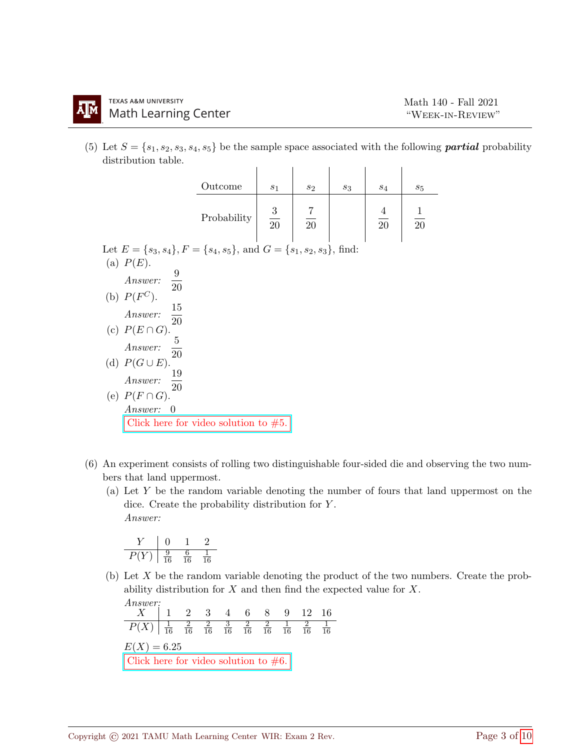(5) Let $S = \{s_1, s_2, s_3, s_4, s_5\}$ be the sample space associated with the following ***partial*** probability distribution table.

| Outcome | $s_1$ | $s_2$ | $s_3$ | $s_4$ | $s_5$ |
|---|---|---|---|---|---|
| Probability | $\frac{3}{20}$ | $\frac{7}{20}$ | | $\frac{4}{20}$ | $\frac{1}{20}$ |

Let $E = \{s_3, s_4\}$, $F = \{s_4, s_5\}$, and $G = \{s_1, s_2, s_3\}$, find:

(a) $P(E)$.

*Answer:* $\frac{9}{20}$

(b) $P(F^C)$.

*Answer:* $\frac{15}{20}$

(c) $P(E \cap G)$.

*Answer:* $\frac{5}{20}$

(d) $P(G \cup E)$.

*Answer:* $\frac{19}{20}$

(e) $P(F \cap G)$.

*Answer:* 0

Click here for video solution to #5.

(6) An experiment consists of rolling two distinguishable four-sided die and observing the two numbers that land uppermost.

(a) Let $Y$ be the random variable denoting the number of fours that land uppermost on the dice. Create the probability distribution for $Y$.

*Answer:*

| $Y$ | 0 | 1 | 2 |
|---|---|---|---|
| $P(Y)$ | $\frac{9}{16}$ | $\frac{6}{16}$ | $\frac{1}{16}$ |

(b) Let $X$ be the random variable denoting the product of the two numbers. Create the probability distribution for $X$ and then find the expected value for $X$.

*Answer:*

| $X$ | 1 | 2 | 3 | 4 | 6 | 8 | 9 | 12 | 16 |
|---|---|---|---|---|---|---|---|---|---|
| $P(X)$ | $\frac{1}{16}$ | $\frac{2}{16}$ | $\frac{2}{16}$ | $\frac{3}{16}$ | $\frac{2}{16}$ | $\frac{2}{16}$ | $\frac{1}{16}$ | $\frac{2}{16}$ | $\frac{1}{16}$ |

$E(X) = 6.25$

Click here for video solution to #6.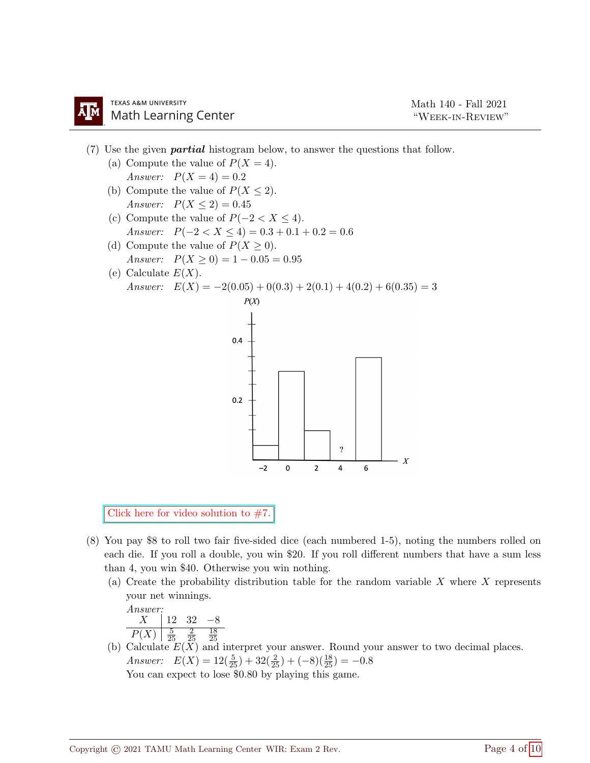(7) Use the given ***partial*** histogram below, to answer the questions that follow.

(a) Compute the value of $P(X = 4)$.
*Answer:* $P(X = 4) = 0.2$

(b) Compute the value of $P(X \leq 2)$.
*Answer:* $P(X \leq 2) = 0.45$

(c) Compute the value of $P(-2 < X \leq 4)$.
*Answer:* $P(-2 < X \leq 4) = 0.3 + 0.1 + 0.2 = 0.6$

(d) Compute the value of $P(X \geq 0)$.
*Answer:* $P(X \geq 0) = 1 - 0.05 = 0.95$

(e) Calculate $E(X)$.
*Answer:* $E(X) = -2(0.05) + 0(0.3) + 2(0.1) + 4(0.2) + 6(0.35) = 3$

Click here for video solution to #7.

(8) You pay \$8 to roll two fair five-sided dice (each numbered 1-5), noting the numbers rolled on each die. If you roll a double, you win \$20. If you roll different numbers that have a sum less than 4, you win \$40. Otherwise you win nothing.

(a) Create the probability distribution table for the random variable $X$ where $X$ represents your net winnings.
*Answer:*

| $X$ | 12 | 32 | $-8$ |
|---|---|---|---|
| $P(X)$ | $\frac{5}{25}$ | $\frac{2}{25}$ | $\frac{18}{25}$ |

(b) Calculate $E(X)$ and interpret your answer. Round your answer to two decimal places.
*Answer:* $E(X) = 12(\frac{5}{25}) + 32(\frac{2}{25}) + (-8)(\frac{18}{25}) = -0.8$
You can expect to lose \$0.80 by playing this game.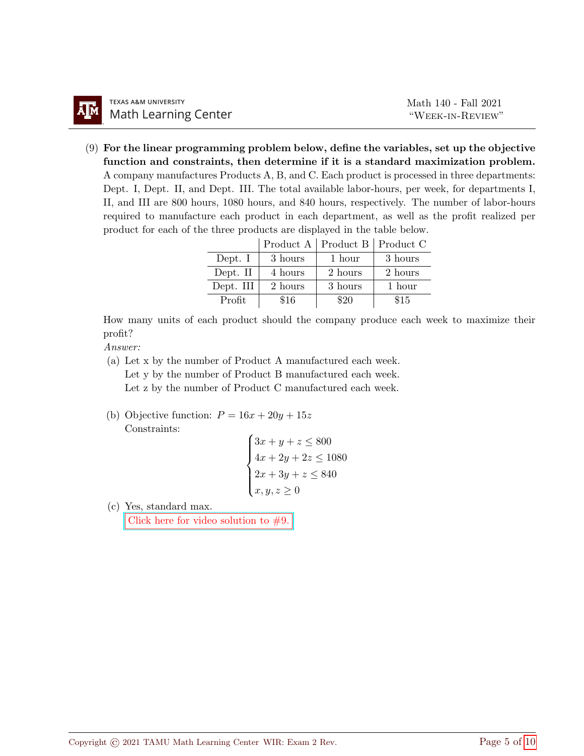(9) **For the linear programming problem below, define the variables, set up the objective function and constraints, then determine if it is a standard maximization problem.** A company manufactures Products A, B, and C. Each product is processed in three departments: Dept. I, Dept. II, and Dept. III. The total available labor-hours, per week, for departments I, II, and III are 800 hours, 1080 hours, and 840 hours, respectively. The number of labor-hours required to manufacture each product in each department, as well as the profit realized per product for each of the three products are displayed in the table below.

| | Product A | Product B | Product C |
|---|---|---|---|
| Dept. I | 3 hours | 1 hour | 3 hours |
| Dept. II | 4 hours | 2 hours | 2 hours |
| Dept. III | 2 hours | 3 hours | 1 hour |
| Profit | \$16 | \$20 | \$15 |

How many units of each product should the company produce each week to maximize their profit?

*Answer:*

(a) Let x by the number of Product A manufactured each week.
Let y by the number of Product B manufactured each week.
Let z by the number of Product C manufactured each week.

(b) Objective function: $P = 16x + 20y + 15z$
Constraints:

$$\begin{cases} 3x + y + z \leq 800 \\ 4x + 2y + 2z \leq 1080 \\ 2x + 3y + z \leq 840 \\ x, y, z \geq 0 \end{cases}$$

(c) Yes, standard max.
Click here for video solution to #9.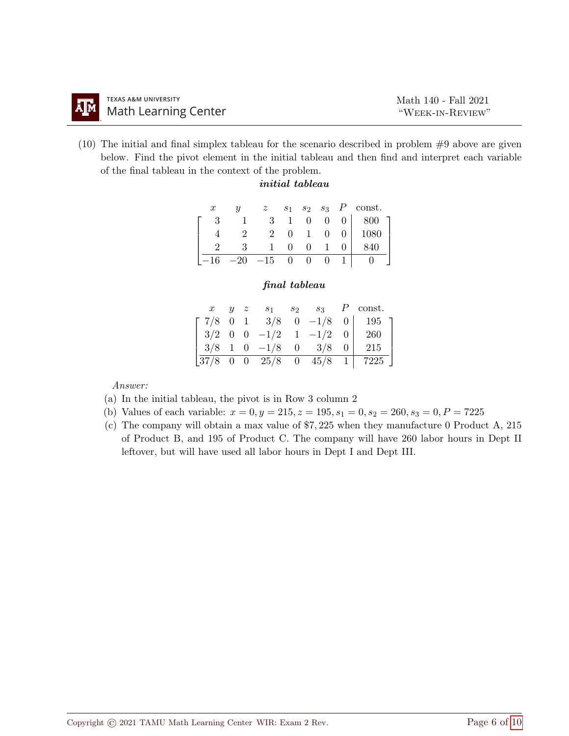(10) The initial and final simplex tableau for the scenario described in problem #9 above are given below. Find the pivot element in the initial tableau and then find and interpret each variable of the final tableau in the context of the problem.

***initial tableau***

| $x$ | $y$ | $z$ | $s_1$ | $s_2$ | $s_3$ | $P$ | const. |
|---|---|---|---|---|---|---|---|
| 3 | 1 | 3 | 1 | 0 | 0 | 0 | 800 |
| 4 | 2 | 2 | 0 | 1 | 0 | 0 | 1080 |
| 2 | 3 | 1 | 0 | 0 | 1 | 0 | 840 |
| −16 | −20 | −15 | 0 | 0 | 0 | 1 | 0 |

***final tableau***

| $x$ | $y$ | $z$ | $s_1$ | $s_2$ | $s_3$ | $P$ | const. |
|---|---|---|---|---|---|---|---|
| 7/8 | 0 | 1 | 3/8 | 0 | −1/8 | 0 | 195 |
| 3/2 | 0 | 0 | −1/2 | 1 | −1/2 | 0 | 260 |
| 3/8 | 1 | 0 | −1/8 | 0 | 3/8 | 0 | 215 |
| 37/8 | 0 | 0 | 25/8 | 0 | 45/8 | 1 | 7225 |

*Answer:*

(a) In the initial tableau, the pivot is in Row 3 column 2

(b) Values of each variable: $x = 0, y = 215, z = 195, s_1 = 0, s_2 = 260, s_3 = 0, P = 7225$

(c) The company will obtain a max value of \$7,225 when they manufacture 0 Product A, 215 of Product B, and 195 of Product C. The company will have 260 labor hours in Dept II leftover, but will have used all labor hours in Dept I and Dept III.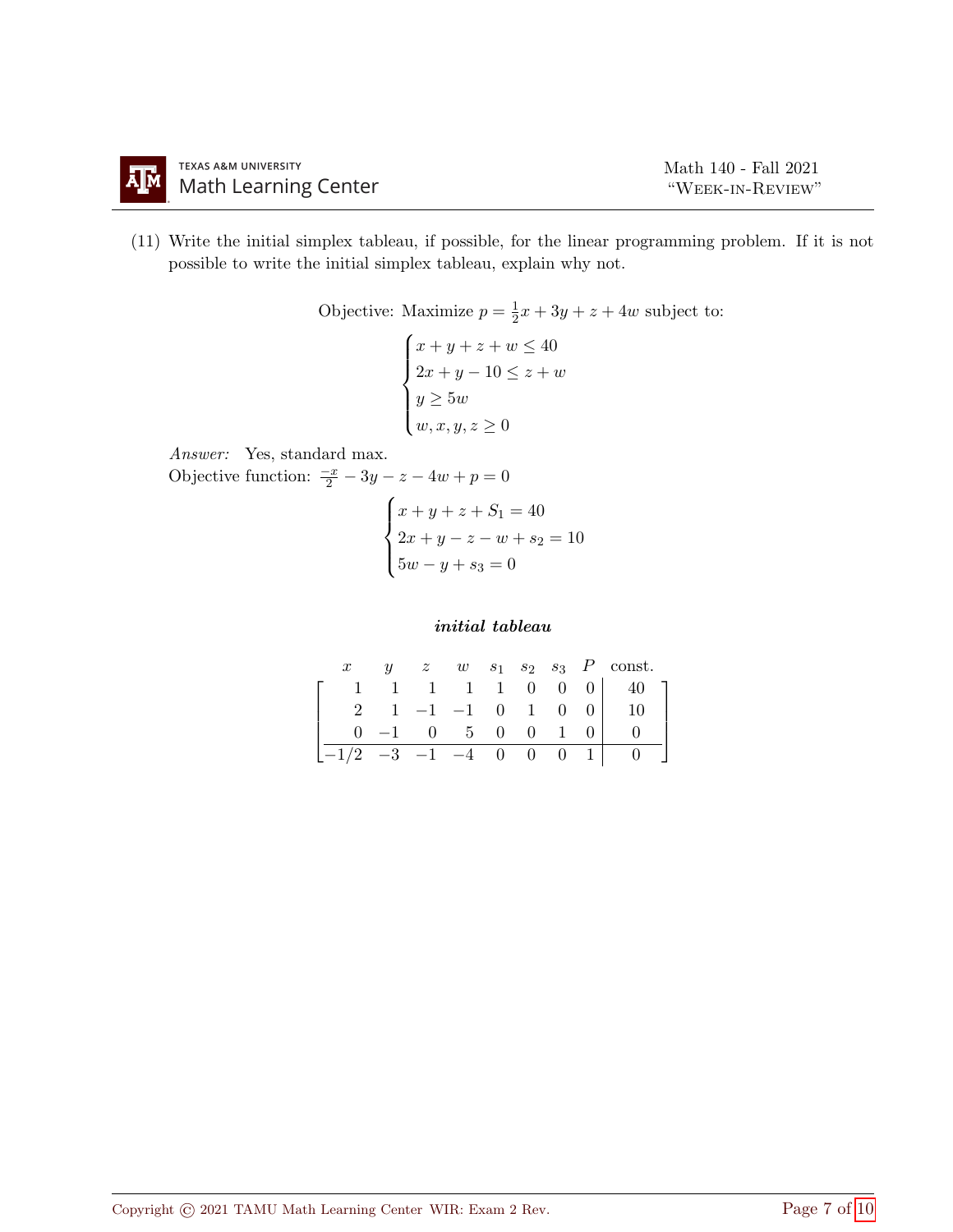(11) Write the initial simplex tableau, if possible, for the linear programming problem. If it is not possible to write the initial simplex tableau, explain why not.

$$\text{Objective: Maximize } p = \frac{1}{2}x + 3y + z + 4w \text{ subject to:}$$

$$\begin{cases} x + y + z + w \leq 40 \\ 2x + y - 10 \leq z + w \\ y \geq 5w \\ w, x, y, z \geq 0 \end{cases}$$

*Answer:* Yes, standard max.

Objective function: $\frac{-x}{2} - 3y - z - 4w + p = 0$

$$\begin{cases} x + y + z + S_1 = 40 \\ 2x + y - z - w + s_2 = 10 \\ 5w - y + s_3 = 0 \end{cases}$$

***initial tableau***

| $x$ | $y$ | $z$ | $w$ | $s_1$ | $s_2$ | $s_3$ | $P$ | const. |
|---|---|---|---|---|---|---|---|---|
| 1 | 1 | 1 | 1 | 1 | 0 | 0 | 0 | 40 |
| 2 | 1 | −1 | −1 | 0 | 1 | 0 | 0 | 10 |
| 0 | −1 | 0 | 5 | 0 | 0 | 1 | 0 | 0 |
| −1/2 | −3 | −1 | −4 | 0 | 0 | 0 | 1 | 0 |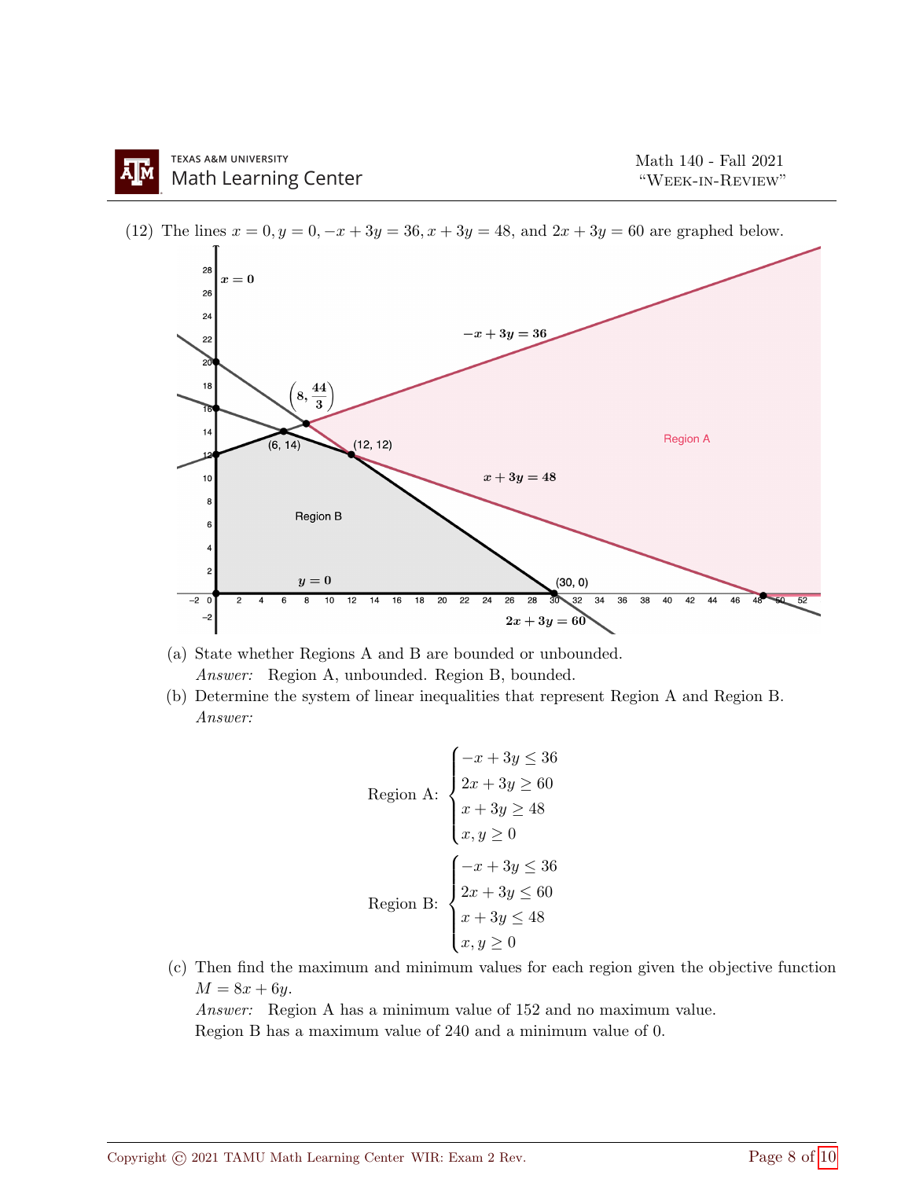(12) The lines $x = 0, y = 0, -x + 3y = 36, x + 3y = 48$, and $2x + 3y = 60$ are graphed below.

(a) State whether Regions A and B are bounded or unbounded.
*Answer:* Region A, unbounded. Region B, bounded.

(b) Determine the system of linear inequalities that represent Region A and Region B.
*Answer:*

$$\text{Region A:} \begin{cases} -x + 3y \leq 36 \\ 2x + 3y \geq 60 \\ x + 3y \geq 48 \\ x, y \geq 0 \end{cases}$$

$$\text{Region B:} \begin{cases} -x + 3y \leq 36 \\ 2x + 3y \leq 60 \\ x + 3y \leq 48 \\ x, y \geq 0 \end{cases}$$

(c) Then find the maximum and minimum values for each region given the objective function $M = 8x + 6y$.
*Answer:* Region A has a minimum value of 152 and no maximum value.
Region B has a maximum value of 240 and a minimum value of 0.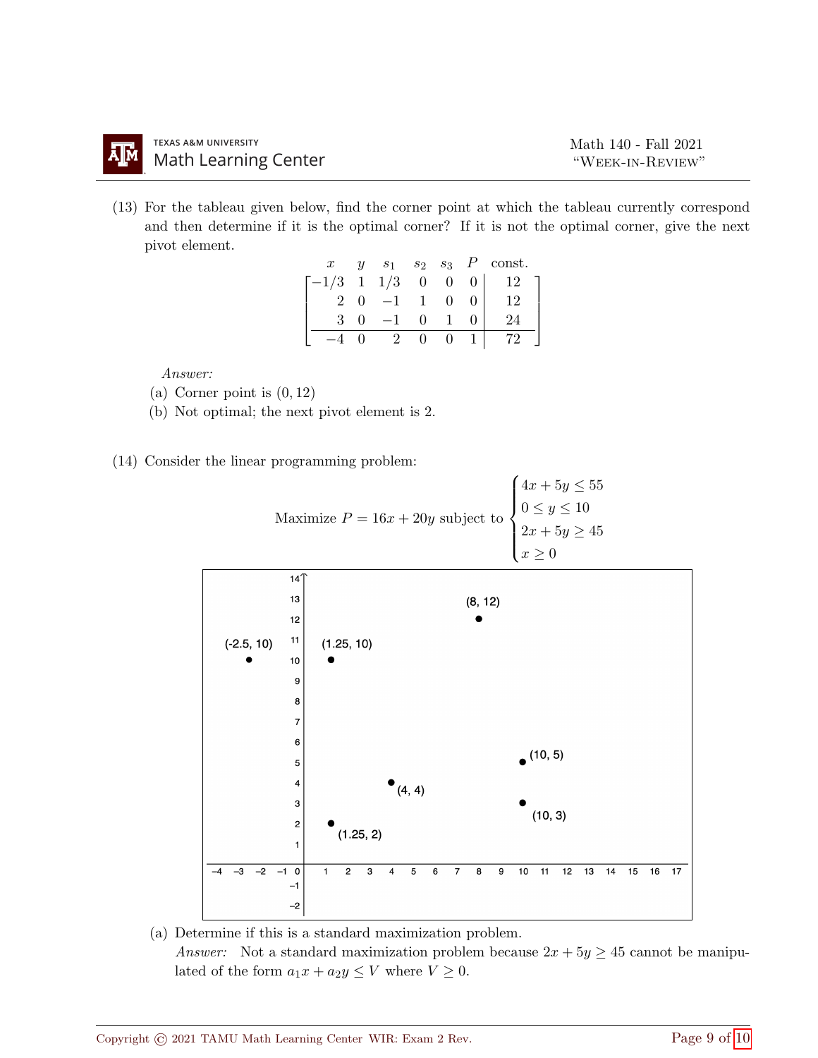(13) For the tableau given below, find the corner point at which the tableau currently correspond and then determine if it is the optimal corner? If it is not the optimal corner, give the next pivot element.

$$\left[\begin{array}{cccccc|c} x & y & s_1 & s_2 & s_3 & P & \text{const.} \\ -1/3 & 1 & 1/3 & 0 & 0 & 0 & 12 \\ 2 & 0 & -1 & 1 & 0 & 0 & 12 \\ 3 & 0 & -1 & 0 & 1 & 0 & 24 \\ \hline -4 & 0 & 2 & 0 & 0 & 1 & 72 \end{array}\right]$$

*Answer:*

(a) Corner point is $(0, 12)$

(b) Not optimal; the next pivot element is 2.

(14) Consider the linear programming problem:

$$\text{Maximize } P = 16x + 20y \text{ subject to } \begin{cases} 4x + 5y \leq 55 \\ 0 \leq y \leq 10 \\ 2x + 5y \geq 45 \\ x \geq 0 \end{cases}$$

(a) Determine if this is a standard maximization problem.

*Answer:* Not a standard maximization problem because $2x + 5y \geq 45$ cannot be manipulated of the form $a_1x + a_2y \leq V$ where $V \geq 0$.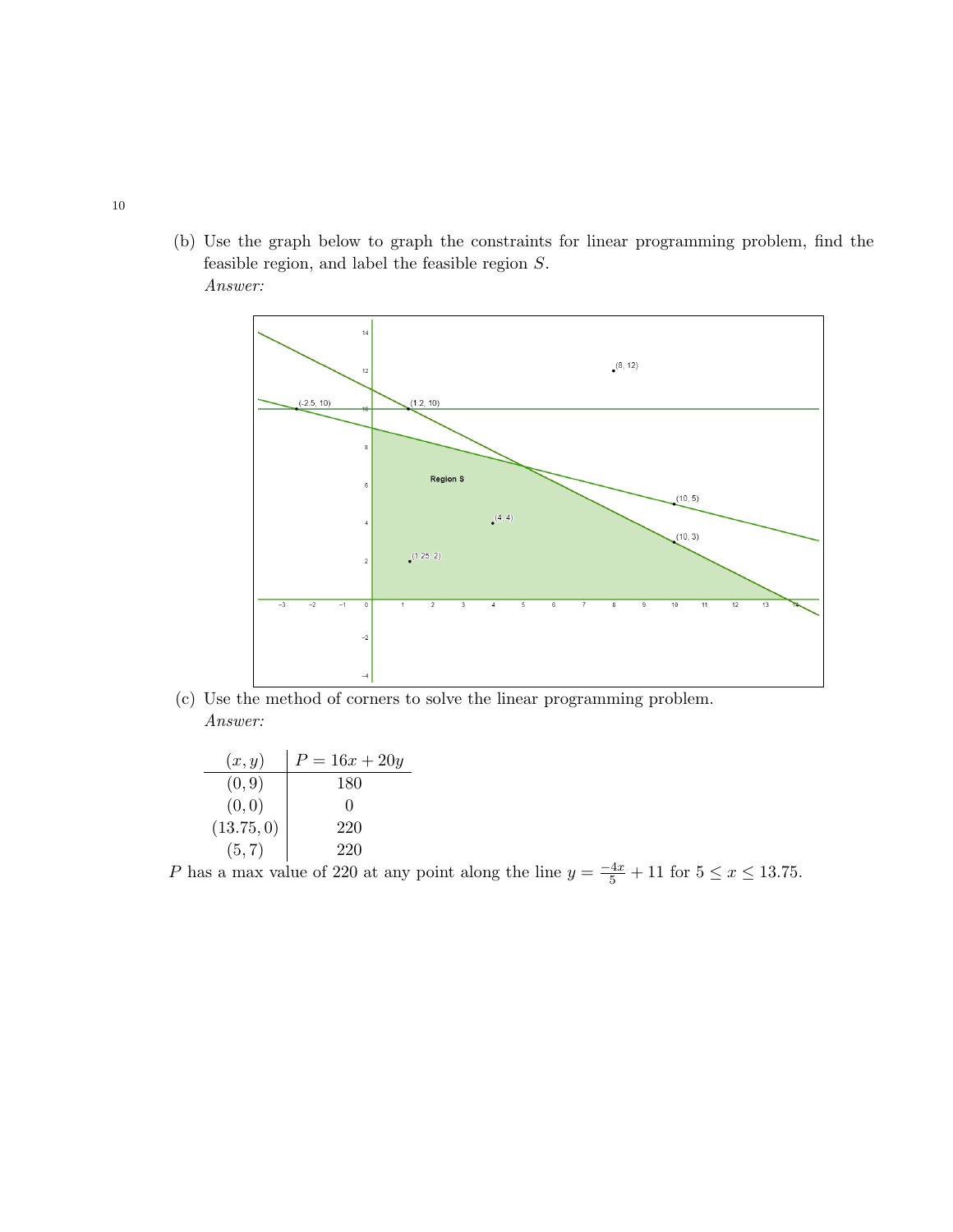(b) Use the graph below to graph the constraints for linear programming problem, find the feasible region, and label the feasible region $S$.

*Answer:*

Region S

(8, 12)

(-2.5, 10)

(1.2, 10)

(10, 5)

(4, 4)

(10, 3)

(1.25, 2)

(c) Use the method of corners to solve the linear programming problem.

*Answer:*

| $(x, y)$ | $P = 16x + 20y$ |
|---|---|
| $(0, 9)$ | 180 |
| $(0, 0)$ | 0 |
| $(13.75, 0)$ | 220 |
| $(5, 7)$ | 220 |

$P$ has a max value of 220 at any point along the line $y = \frac{-4x}{5} + 11$ for $5 \leq x \leq 13.75$.